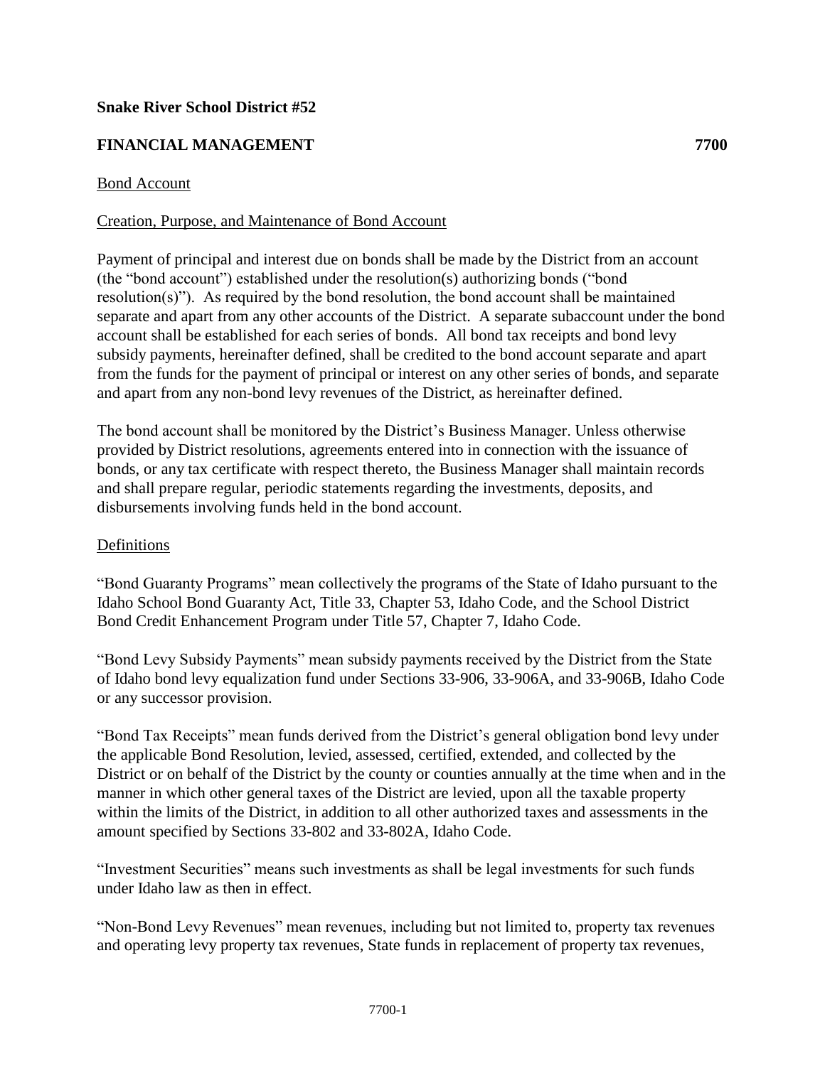**Snake River School District #52**

**FINANCIAL MANAGEMENT 7700**

Bond Account

Creation, Purpose, and Maintenance of Bond Account

Payment of principal and interest due on bonds shall be made by the District from an account (the "bond account") established under the resolution(s) authorizing bonds ("bond resolution(s)"). As required by the bond resolution, the bond account shall be maintained separate and apart from any other accounts of the District. A separate subaccount under the bond account shall be established for each series of bonds. All bond tax receipts and bond levy subsidy payments, hereinafter defined, shall be credited to the bond account separate and apart from the funds for the payment of principal or interest on any other series of bonds, and separate and apart from any non-bond levy revenues of the District, as hereinafter defined.

The bond account shall be monitored by the District's Business Manager. Unless otherwise provided by District resolutions, agreements entered into in connection with the issuance of bonds, or any tax certificate with respect thereto, the Business Manager shall maintain records and shall prepare regular, periodic statements regarding the investments, deposits, and disbursements involving funds held in the bond account.

Definitions

"Bond Guaranty Programs" mean collectively the programs of the State of Idaho pursuant to the Idaho School Bond Guaranty Act, Title 33, Chapter 53, Idaho Code, and the School District Bond Credit Enhancement Program under Title 57, Chapter 7, Idaho Code.

"Bond Levy Subsidy Payments" mean subsidy payments received by the District from the State of Idaho bond levy equalization fund under Sections 33-906, 33-906A, and 33-906B, Idaho Code or any successor provision.

"Bond Tax Receipts" mean funds derived from the District's general obligation bond levy under the applicable Bond Resolution, levied, assessed, certified, extended, and collected by the District or on behalf of the District by the county or counties annually at the time when and in the manner in which other general taxes of the District are levied, upon all the taxable property within the limits of the District, in addition to all other authorized taxes and assessments in the amount specified by Sections 33-802 and 33-802A, Idaho Code.

"Investment Securities" means such investments as shall be legal investments for such funds under Idaho law as then in effect.

"Non-Bond Levy Revenues" mean revenues, including but not limited to, property tax revenues and operating levy property tax revenues, State funds in replacement of property tax revenues,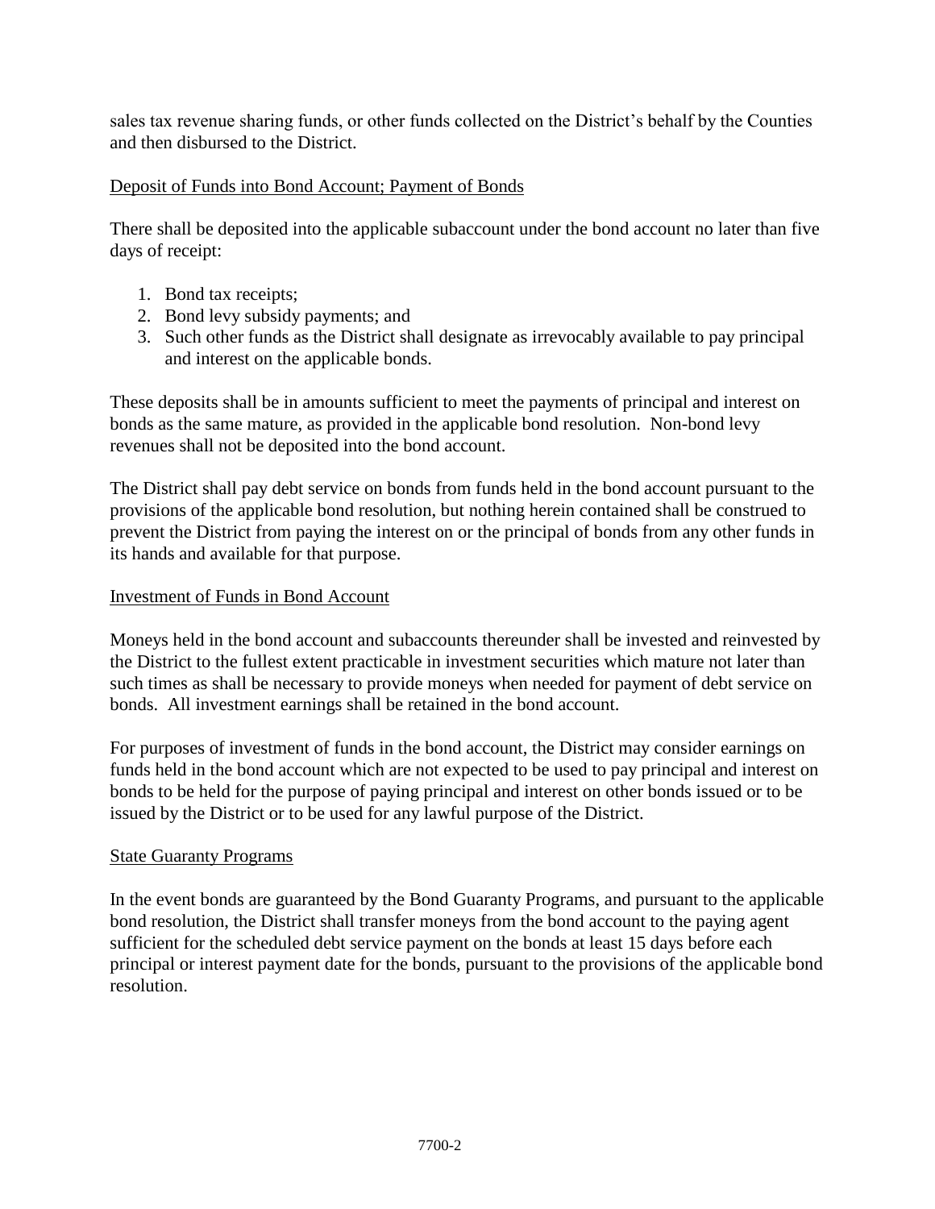sales tax revenue sharing funds, or other funds collected on the District's behalf by the Counties and then disbursed to the District.

Deposit of Funds into Bond Account; Payment of Bonds

There shall be deposited into the applicable subaccount under the bond account no later than five days of receipt:

1. Bond tax receipts;
2. Bond levy subsidy payments; and
3. Such other funds as the District shall designate as irrevocably available to pay principal and interest on the applicable bonds.

These deposits shall be in amounts sufficient to meet the payments of principal and interest on bonds as the same mature, as provided in the applicable bond resolution. Non-bond levy revenues shall not be deposited into the bond account.

The District shall pay debt service on bonds from funds held in the bond account pursuant to the provisions of the applicable bond resolution, but nothing herein contained shall be construed to prevent the District from paying the interest on or the principal of bonds from any other funds in its hands and available for that purpose.

Investment of Funds in Bond Account

Moneys held in the bond account and subaccounts thereunder shall be invested and reinvested by the District to the fullest extent practicable in investment securities which mature not later than such times as shall be necessary to provide moneys when needed for payment of debt service on bonds. All investment earnings shall be retained in the bond account.

For purposes of investment of funds in the bond account, the District may consider earnings on funds held in the bond account which are not expected to be used to pay principal and interest on bonds to be held for the purpose of paying principal and interest on other bonds issued or to be issued by the District or to be used for any lawful purpose of the District.

State Guaranty Programs

In the event bonds are guaranteed by the Bond Guaranty Programs, and pursuant to the applicable bond resolution, the District shall transfer moneys from the bond account to the paying agent sufficient for the scheduled debt service payment on the bonds at least 15 days before each principal or interest payment date for the bonds, pursuant to the provisions of the applicable bond resolution.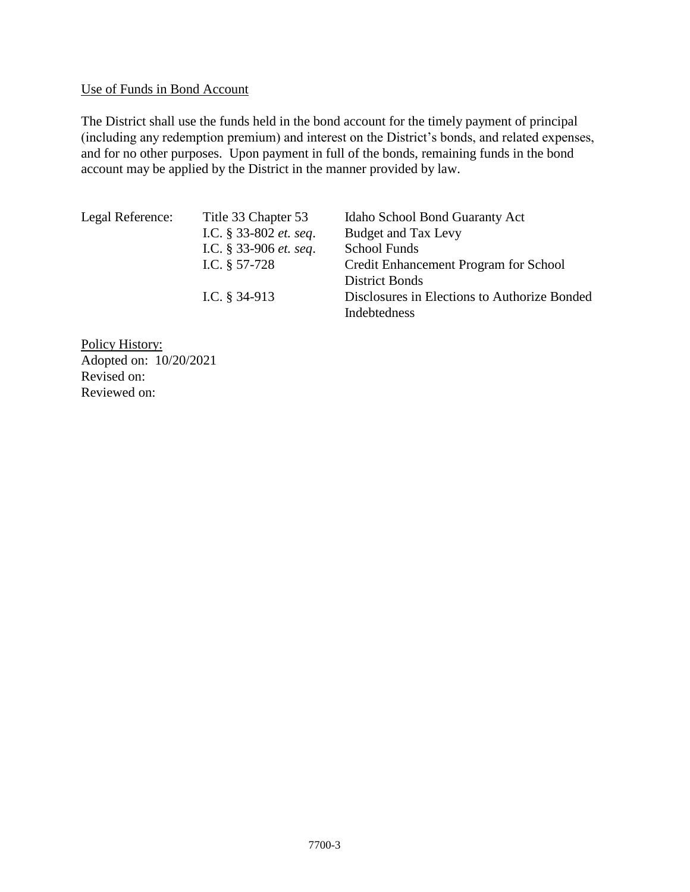Use of Funds in Bond Account

The District shall use the funds held in the bond account for the timely payment of principal (including any redemption premium) and interest on the District's bonds, and related expenses, and for no other purposes. Upon payment in full of the bonds, remaining funds in the bond account may be applied by the District in the manner provided by law.

| | | |
|---|---|---|
| Legal Reference: | Title 33 Chapter 53 | Idaho School Bond Guaranty Act |
| | I.C. § 33-802 *et. seq*. | Budget and Tax Levy |
| | I.C. § 33-906 *et. seq*. | School Funds |
| | I.C. § 57-728 | Credit Enhancement Program for School District Bonds |
| | I.C. § 34-913 | Disclosures in Elections to Authorize Bonded Indebtedness |

Policy History:
Adopted on: 10/20/2021
Revised on:
Reviewed on: